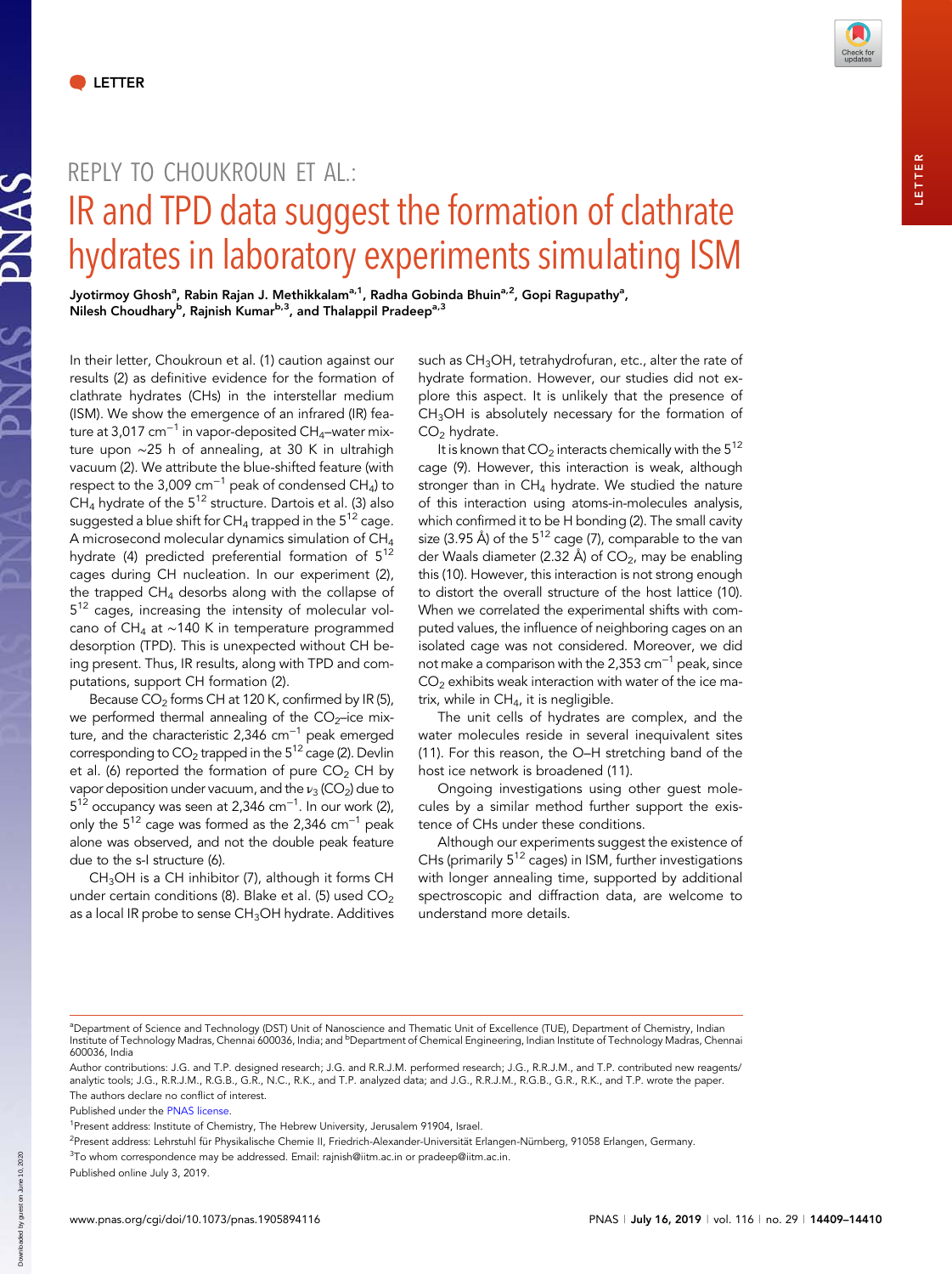LETTER

# REPLY TO CHOUKROUN ET AL.:
# IR and TPD data suggest the formation of clathrate hydrates in laboratory experiments simulating ISM

**Jyotirmoy Ghosh[a], Rabin Rajan J. Methikkalam[a,1], Radha Gobinda Bhuin[a,2], Gopi Ragupathy[a], Nilesh Choudhary[b], Rajnish Kumar[b,3], and Thalappil Pradeep[a,3]**

In their letter, Choukroun et al. (1) caution against our results (2) as definitive evidence for the formation of clathrate hydrates (CHs) in the interstellar medium (ISM). We show the emergence of an infrared (IR) feature at 3,017 $cm^{-1}$ in vapor-deposited $CH_4$–water mixture upon ~25 h of annealing, at 30 K in ultrahigh vacuum (2). We attribute the blue-shifted feature (with respect to the 3,009 $cm^{-1}$ peak of condensed $CH_4$) to $CH_4$ hydrate of the $5^{12}$ structure. Dartois et al. (3) also suggested a blue shift for $CH_4$ trapped in the $5^{12}$ cage. A microsecond molecular dynamics simulation of $CH_4$ hydrate (4) predicted preferential formation of $5^{12}$ cages during CH nucleation. In our experiment (2), the trapped $CH_4$ desorbs along with the collapse of $5^{12}$ cages, increasing the intensity of molecular volcano of $CH_4$ at ~140 K in temperature programmed desorption (TPD). This is unexpected without CH being present. Thus, IR results, along with TPD and computations, support CH formation (2).

Because $CO_2$ forms CH at 120 K, confirmed by IR (5), we performed thermal annealing of the $CO_2$–ice mixture, and the characteristic 2,346 $cm^{-1}$ peak emerged corresponding to $CO_2$ trapped in the $5^{12}$ cage (2). Devlin et al. (6) reported the formation of pure $CO_2$ CH by vapor deposition under vacuum, and the $\nu_3$ ($CO_2$) due to $5^{12}$ occupancy was seen at 2,346 $cm^{-1}$. In our work (2), only the $5^{12}$ cage was formed as the 2,346 $cm^{-1}$ peak alone was observed, and not the double peak feature due to the s-I structure (6).

$CH_3OH$ is a CH inhibitor (7), although it forms CH under certain conditions (8). Blake et al. (5) used $CO_2$ as a local IR probe to sense $CH_3OH$ hydrate. Additives such as $CH_3OH$, tetrahydrofuran, etc., alter the rate of hydrate formation. However, our studies did not explore this aspect. It is unlikely that the presence of $CH_3OH$ is absolutely necessary for the formation of $CO_2$ hydrate.

It is known that $CO_2$ interacts chemically with the $5^{12}$ cage (9). However, this interaction is weak, although stronger than in $CH_4$ hydrate. We studied the nature of this interaction using atoms-in-molecules analysis, which confirmed it to be H bonding (2). The small cavity size (3.95 Å) of the $5^{12}$ cage (7), comparable to the van der Waals diameter (2.32 Å) of $CO_2$, may be enabling this (10). However, this interaction is not strong enough to distort the overall structure of the host lattice (10). When we correlated the experimental shifts with computed values, the influence of neighboring cages on an isolated cage was not considered. Moreover, we did not make a comparison with the 2,353 $cm^{-1}$ peak, since $CO_2$ exhibits weak interaction with water of the ice matrix, while in $CH_4$, it is negligible.

The unit cells of hydrates are complex, and the water molecules reside in several inequivalent sites (11). For this reason, the O–H stretching band of the host ice network is broadened (11).

Ongoing investigations using other guest molecules by a similar method further support the existence of CHs under these conditions.

Although our experiments suggest the existence of CHs (primarily $5^{12}$ cages) in ISM, further investigations with longer annealing time, supported by additional spectroscopic and diffraction data, are welcome to understand more details.

---

[a]Department of Science and Technology (DST) Unit of Nanoscience and Thematic Unit of Excellence (TUE), Department of Chemistry, Indian Institute of Technology Madras, Chennai 600036, India; and [b]Department of Chemical Engineering, Indian Institute of Technology Madras, Chennai 600036, India

Author contributions: J.G. and T.P. designed research; J.G. and R.R.J.M. performed research; J.G., R.R.J.M., and T.P. contributed new reagents/analytic tools; J.G., R.R.J.M., R.G.B., G.R., N.C., R.K., and T.P. analyzed data; and J.G., R.R.J.M., R.G.B., G.R., R.K., and T.P. wrote the paper.

The authors declare no conflict of interest.

Published under the PNAS license.

[1]Present address: Institute of Chemistry, The Hebrew University, Jerusalem 91904, Israel.

[2]Present address: Lehrstuhl für Physikalische Chemie II, Friedrich-Alexander-Universität Erlangen-Nürnberg, 91058 Erlangen, Germany.

[3]To whom correspondence may be addressed. Email: rajnish@iitm.ac.in or pradeep@iitm.ac.in.

Published online July 3, 2019.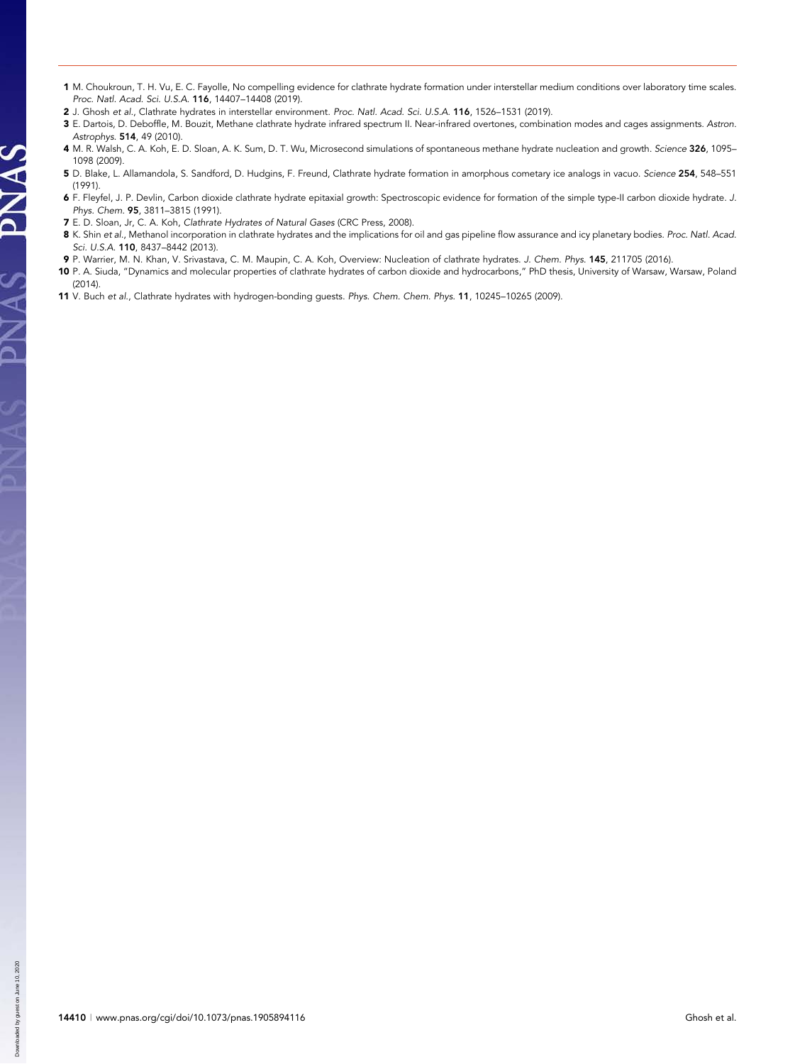1. M. Choukroun, T. H. Vu, E. C. Fayolle, No compelling evidence for clathrate hydrate formation under interstellar medium conditions over laboratory time scales. *Proc. Natl. Acad. Sci. U.S.A.* **116**, 14407–14408 (2019).
2. J. Ghosh *et al.*, Clathrate hydrates in interstellar environment. *Proc. Natl. Acad. Sci. U.S.A.* **116**, 1526–1531 (2019).
3. E. Dartois, D. Deboffle, M. Bouzit, Methane clathrate hydrate infrared spectrum II. Near-infrared overtones, combination modes and cages assignments. *Astron. Astrophys.* **514**, 49 (2010).
4. M. R. Walsh, C. A. Koh, E. D. Sloan, A. K. Sum, D. T. Wu, Microsecond simulations of spontaneous methane hydrate nucleation and growth. *Science* **326**, 1095–1098 (2009).
5. D. Blake, L. Allamandola, S. Sandford, D. Hudgins, F. Freund, Clathrate hydrate formation in amorphous cometary ice analogs in vacuo. *Science* **254**, 548–551 (1991).
6. F. Fleyfel, J. P. Devlin, Carbon dioxide clathrate hydrate epitaxial growth: Spectroscopic evidence for formation of the simple type-II carbon dioxide hydrate. *J. Phys. Chem.* **95**, 3811–3815 (1991).
7. E. D. Sloan, Jr, C. A. Koh, *Clathrate Hydrates of Natural Gases* (CRC Press, 2008).
8. K. Shin *et al.*, Methanol incorporation in clathrate hydrates and the implications for oil and gas pipeline flow assurance and icy planetary bodies. *Proc. Natl. Acad. Sci. U.S.A.* **110**, 8437–8442 (2013).
9. P. Warrier, M. N. Khan, V. Srivastava, C. M. Maupin, C. A. Koh, Overview: Nucleation of clathrate hydrates. *J. Chem. Phys.* **145**, 211705 (2016).
10. P. A. Siuda, "Dynamics and molecular properties of clathrate hydrates of carbon dioxide and hydrocarbons," PhD thesis, University of Warsaw, Warsaw, Poland (2014).
11. V. Buch *et al.*, Clathrate hydrates with hydrogen-bonding guests. *Phys. Chem. Chem. Phys.* **11**, 10245–10265 (2009).